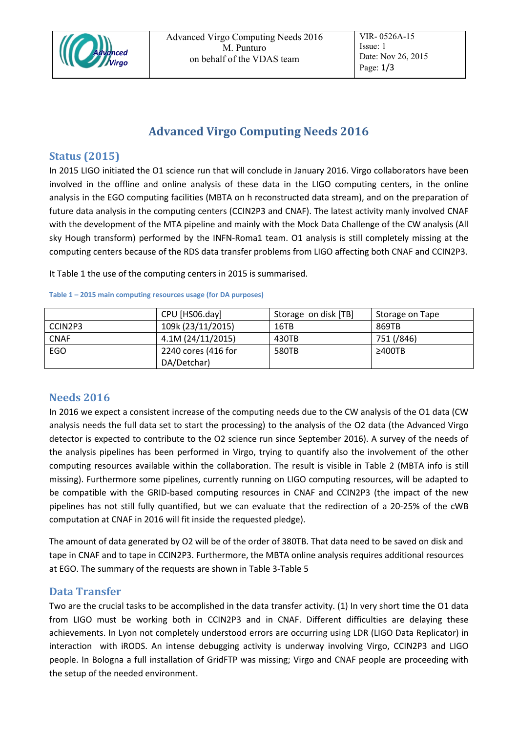# Advanced Virgo Computing Needs 2016

## Status (2015)

In 2015 LIGO initiated the O1 science run that will conclude in January 2016. Virgo collaborators have been involved in the offline and online analysis of these data in the LIGO computing centers, in the online analysis in the EGO computing facilities (MBTA on h reconstructed data stream), and on the preparation of future data analysis in the computing centers (CCIN2P3 and CNAF). The latest activity manly involved CNAF with the development of the MTA pipeline and mainly with the Mock Data Challenge of the CW analysis (All sky Hough transform) performed by the INFN-Roma1 team. O1 analysis is still completely missing at the computing centers because of the RDS data transfer problems from LIGO affecting both CNAF and CCIN2P3.

It Table 1 the use of the computing centers in 2015 is summarised.

Table 1 – 2015 main computing resources usage (for DA purposes)

| | CPU [HS06.day] | Storage on disk [TB] | Storage on Tape |
|---|---|---|---|
| CCIN2P3 | 109k (23/11/2015) | 16TB | 869TB |
| CNAF | 4.1M (24/11/2015) | 430TB | 751 (/846) |
| EGO | 2240 cores (416 for DA/Detchar) | 580TB | ≥400TB |

## Needs 2016

In 2016 we expect a consistent increase of the computing needs due to the CW analysis of the O1 data (CW analysis needs the full data set to start the processing) to the analysis of the O2 data (the Advanced Virgo detector is expected to contribute to the O2 science run since September 2016). A survey of the needs of the analysis pipelines has been performed in Virgo, trying to quantify also the involvement of the other computing resources available within the collaboration. The result is visible in Table 2 (MBTA info is still missing). Furthermore some pipelines, currently running on LIGO computing resources, will be adapted to be compatible with the GRID-based computing resources in CNAF and CCIN2P3 (the impact of the new pipelines has not still fully quantified, but we can evaluate that the redirection of a 20-25% of the cWB computation at CNAF in 2016 will fit inside the requested pledge).

The amount of data generated by O2 will be of the order of 380TB. That data need to be saved on disk and tape in CNAF and to tape in CCIN2P3. Furthermore, the MBTA online analysis requires additional resources at EGO. The summary of the requests are shown in Table 3-Table 5

## Data Transfer

Two are the crucial tasks to be accomplished in the data transfer activity. (1) In very short time the O1 data from LIGO must be working both in CCIN2P3 and in CNAF. Different difficulties are delaying these achievements. In Lyon not completely understood errors are occurring using LDR (LIGO Data Replicator) in interaction with iRODS. An intense debugging activity is underway involving Virgo, CCIN2P3 and LIGO people. In Bologna a full installation of GridFTP was missing; Virgo and CNAF people are proceeding with the setup of the needed environment.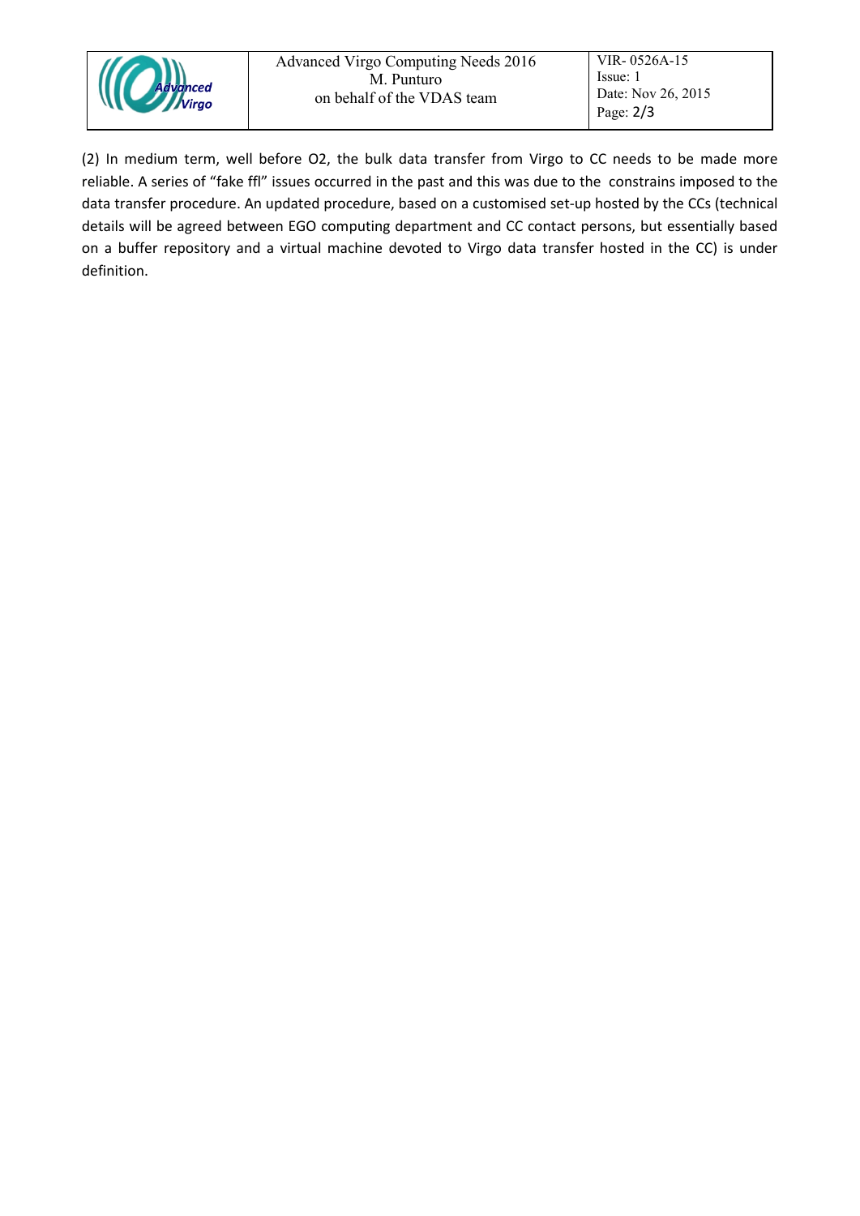(2) In medium term, well before O2, the bulk data transfer from Virgo to CC needs to be made more reliable. A series of "fake ffl" issues occurred in the past and this was due to the constrains imposed to the data transfer procedure. An updated procedure, based on a customised set-up hosted by the CCs (technical details will be agreed between EGO computing department and CC contact persons, but essentially based on a buffer repository and a virtual machine devoted to Virgo data transfer hosted in the CC) is under definition.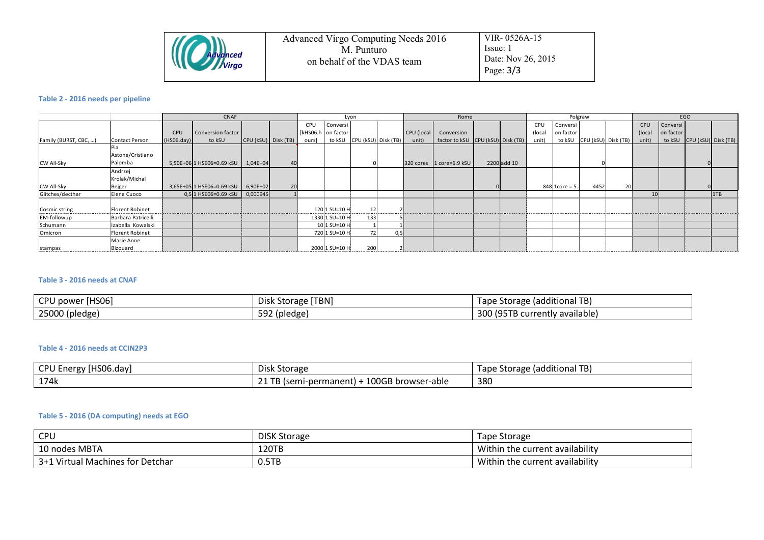### Table 2 - 2016 needs per pipeline

| | | CNAF | | | | Lyon | | | | Rome | | | | Polgraw | | | | EGO | | | |
|---|---|---|---|---|---|---|---|---|---|---|---|---|---|---|---|---|---|---|---|---|---|
| Family (BURST, CBC, ...) | Contact Person | CPU (HS06.day) | Conversion factor to kSU | CPU (kSU) | Disk (TB) | CPU [kHS06.hours] | Conversion factor to kSU | CPU (kSU) | Disk (TB) | CPU (local unit) | Conversion factor to kSU | CPU (kSU) | Disk (TB) | CPU (local unit) | Conversion factor to kSU | CPU (kSU) | Disk (TB) | CPU (local unit) | Conversion factor to kSU | CPU (kSU) | Disk (TB) |
| CW All-Sky | Pia Astone/Cristiano Palomba | 5,50E+06 | 1 HSE06=0.69 kSU | 1,04E+04 | 40 | | | 0 | | 320 cores | 1 core=6.9 kSU | 2200 | add 10 | | | 0 | | | | 0 | |
| CW All-Sky | Andrzej Krolak/Michal Bejger | 3,65E+05 | 1 HSE06=0.69 kSU | 6,90E+02 | 20 | | | | | | | 0 | | 848 | 1core = 5. | 4452 | 20 | | | 0 | |
| Glitches/decthar | Elena Cuoco | 0,5 | 1 HSE06=0.69 kSU | 0,000945 | 1 | | | | | | | | | | | | | 10 | | | 1TB |
| Cosmic string | Florent Robinet | | | | | 120 | 1 SU=10 H | 12 | 2 | | | | | | | | | | | | |
| EM-followup | Barbara Patricelli | | | | | 1330 | 1 SU=10 H | 133 | 5 | | | | | | | | | | | | |
| Schumann | Izabella Kowalski | | | | | 10 | 1 SU=10 H | 1 | 1 | | | | | | | | | | | | |
| Omicron | Florent Robinet | | | | | 720 | 1 SU=10 H | 72 | 0,5 | | | | | | | | | | | | |
| stampas | Marie Anne Bizouard | | | | | 2000 | 1 SU=10 H | 200 | 2 | | | | | | | | | | | | |

### Table 3 - 2016 needs at CNAF

| CPU power [HS06] | Disk Storage [TBN] | Tape Storage (additional TB) |
|---|---|---|
| 25000 (pledge) | 592 (pledge) | 300 (95TB currently available) |

### Table 4 - 2016 needs at CCIN2P3

| CPU Energy [HS06.day] | Disk Storage | Tape Storage (additional TB) |
|---|---|---|
| 174k | 21 TB (semi-permanent) + 100GB browser-able | 380 |

### Table 5 - 2016 (DA computing) needs at EGO

| CPU | DISK Storage | Tape Storage |
|---|---|---|
| 10 nodes MBTA | 120TB | Within the current availability |
| 3+1 Virtual Machines for Detchar | 0.5TB | Within the current availability |